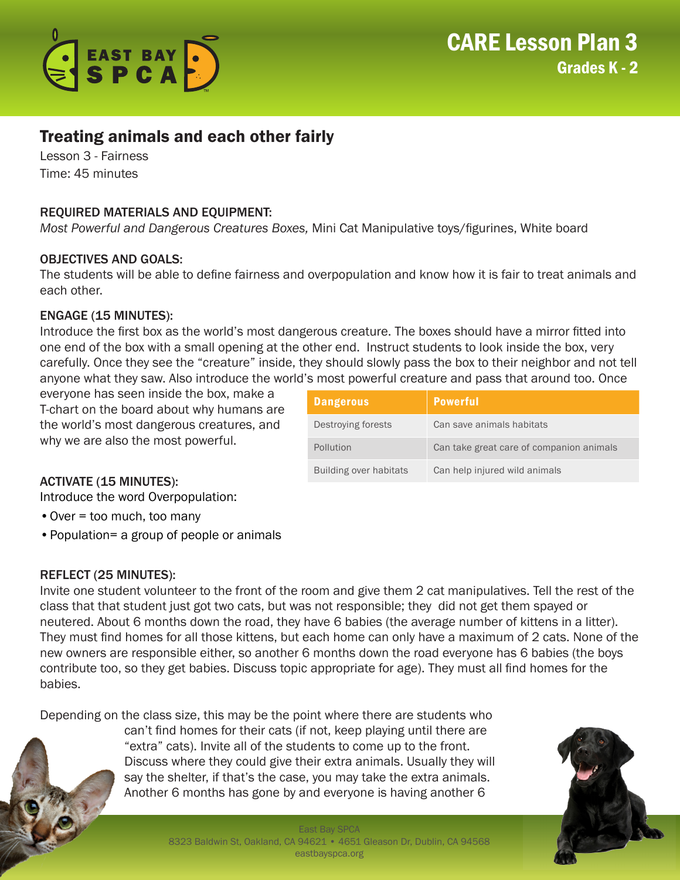# CARE Lesson Plan 3
## Grades K - 2

## Treating animals and each other fairly

Lesson 3 - Fairness
Time: 45 minutes

### REQUIRED MATERIALS AND EQUIPMENT:

*Most Powerful and Dangerous Creatures Boxes,* Mini Cat Manipulative toys/figurines, White board

### OBJECTIVES AND GOALS:

The students will be able to define fairness and overpopulation and know how it is fair to treat animals and each other.

### ENGAGE (15 MINUTES):

Introduce the first box as the world's most dangerous creature. The boxes should have a mirror fitted into one end of the box with a small opening at the other end. Instruct students to look inside the box, very carefully. Once they see the "creature" inside, they should slowly pass the box to their neighbor and not tell anyone what they saw. Also introduce the world's most powerful creature and pass that around too. Once everyone has seen inside the box, make a T-chart on the board about why humans are the world's most dangerous creatures, and why we are also the most powerful.

| Dangerous | Powerful |
|---|---|
| Destroying forests | Can save animals habitats |
| Pollution | Can take great care of companion animals |
| Building over habitats | Can help injured wild animals |

### ACTIVATE (15 MINUTES):

Introduce the word Overpopulation:

- Over = too much, too many
- Population= a group of people or animals

### REFLECT (25 MINUTES):

Invite one student volunteer to the front of the room and give them 2 cat manipulatives. Tell the rest of the class that that student just got two cats, but was not responsible; they did not get them spayed or neutered. About 6 months down the road, they have 6 babies (the average number of kittens in a litter). They must find homes for all those kittens, but each home can only have a maximum of 2 cats. None of the new owners are responsible either, so another 6 months down the road everyone has 6 babies (the boys contribute too, so they get babies. Discuss topic appropriate for age). They must all find homes for the babies.

Depending on the class size, this may be the point where there are students who can't find homes for their cats (if not, keep playing until there are "extra" cats). Invite all of the students to come up to the front. Discuss where they could give their extra animals. Usually they will say the shelter, if that's the case, you may take the extra animals. Another 6 months has gone by and everyone is having another 6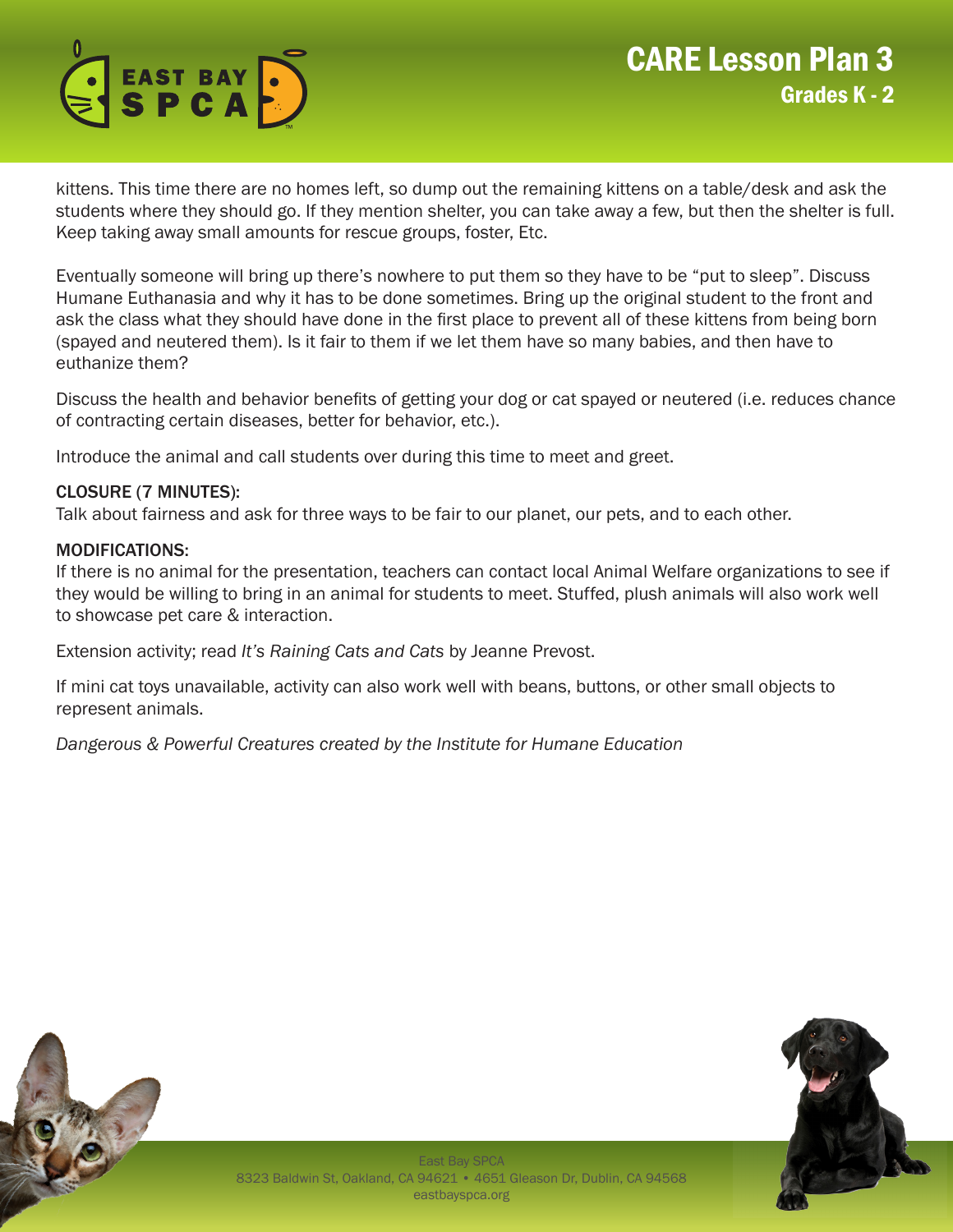kittens. This time there are no homes left, so dump out the remaining kittens on a table/desk and ask the students where they should go. If they mention shelter, you can take away a few, but then the shelter is full. Keep taking away small amounts for rescue groups, foster, Etc.

Eventually someone will bring up there's nowhere to put them so they have to be "put to sleep". Discuss Humane Euthanasia and why it has to be done sometimes. Bring up the original student to the front and ask the class what they should have done in the first place to prevent all of these kittens from being born (spayed and neutered them). Is it fair to them if we let them have so many babies, and then have to euthanize them?

Discuss the health and behavior benefits of getting your dog or cat spayed or neutered (i.e. reduces chance of contracting certain diseases, better for behavior, etc.).

Introduce the animal and call students over during this time to meet and greet.

CLOSURE (7 MINUTES):
Talk about fairness and ask for three ways to be fair to our planet, our pets, and to each other.

MODIFICATIONS:
If there is no animal for the presentation, teachers can contact local Animal Welfare organizations to see if they would be willing to bring in an animal for students to meet. Stuffed, plush animals will also work well to showcase pet care & interaction.

Extension activity; read *It's Raining Cats and Cats* by Jeanne Prevost.

If mini cat toys unavailable, activity can also work well with beans, buttons, or other small objects to represent animals.

*Dangerous & Powerful Creatures created by the Institute for Humane Education*